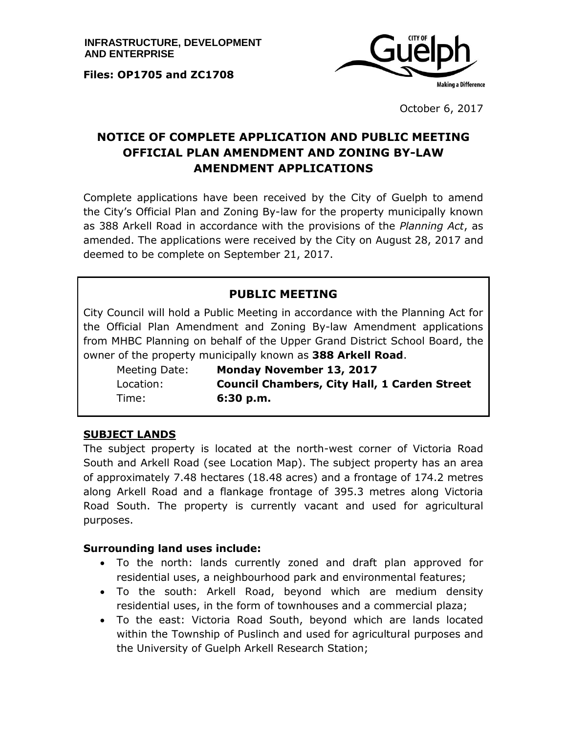**INFRASTRUCTURE, DEVELOPMENT AND ENTERPRISE**

**Files: OP1705 and ZC1708**

CITY OF Guelph
Making a Difference

October 6, 2017

# NOTICE OF COMPLETE APPLICATION AND PUBLIC MEETING OFFICIAL PLAN AMENDMENT AND ZONING BY-LAW AMENDMENT APPLICATIONS

Complete applications have been received by the City of Guelph to amend the City's Official Plan and Zoning By-law for the property municipally known as 388 Arkell Road in accordance with the provisions of the *Planning Act*, as amended. The applications were received by the City on August 28, 2017 and deemed to be complete on September 21, 2017.

## PUBLIC MEETING

City Council will hold a Public Meeting in accordance with the Planning Act for the Official Plan Amendment and Zoning By-law Amendment applications from MHBC Planning on behalf of the Upper Grand District School Board, the owner of the property municipally known as **388 Arkell Road**.

Meeting Date: **Monday November 13, 2017**
Location: **Council Chambers, City Hall, 1 Carden Street**
Time: **6:30 p.m.**

## SUBJECT LANDS

The subject property is located at the north-west corner of Victoria Road South and Arkell Road (see Location Map). The subject property has an area of approximately 7.48 hectares (18.48 acres) and a frontage of 174.2 metres along Arkell Road and a flankage frontage of 395.3 metres along Victoria Road South. The property is currently vacant and used for agricultural purposes.

### Surrounding land uses include:

- To the north: lands currently zoned and draft plan approved for residential uses, a neighbourhood park and environmental features;
- To the south: Arkell Road, beyond which are medium density residential uses, in the form of townhouses and a commercial plaza;
- To the east: Victoria Road South, beyond which are lands located within the Township of Puslinch and used for agricultural purposes and the University of Guelph Arkell Research Station;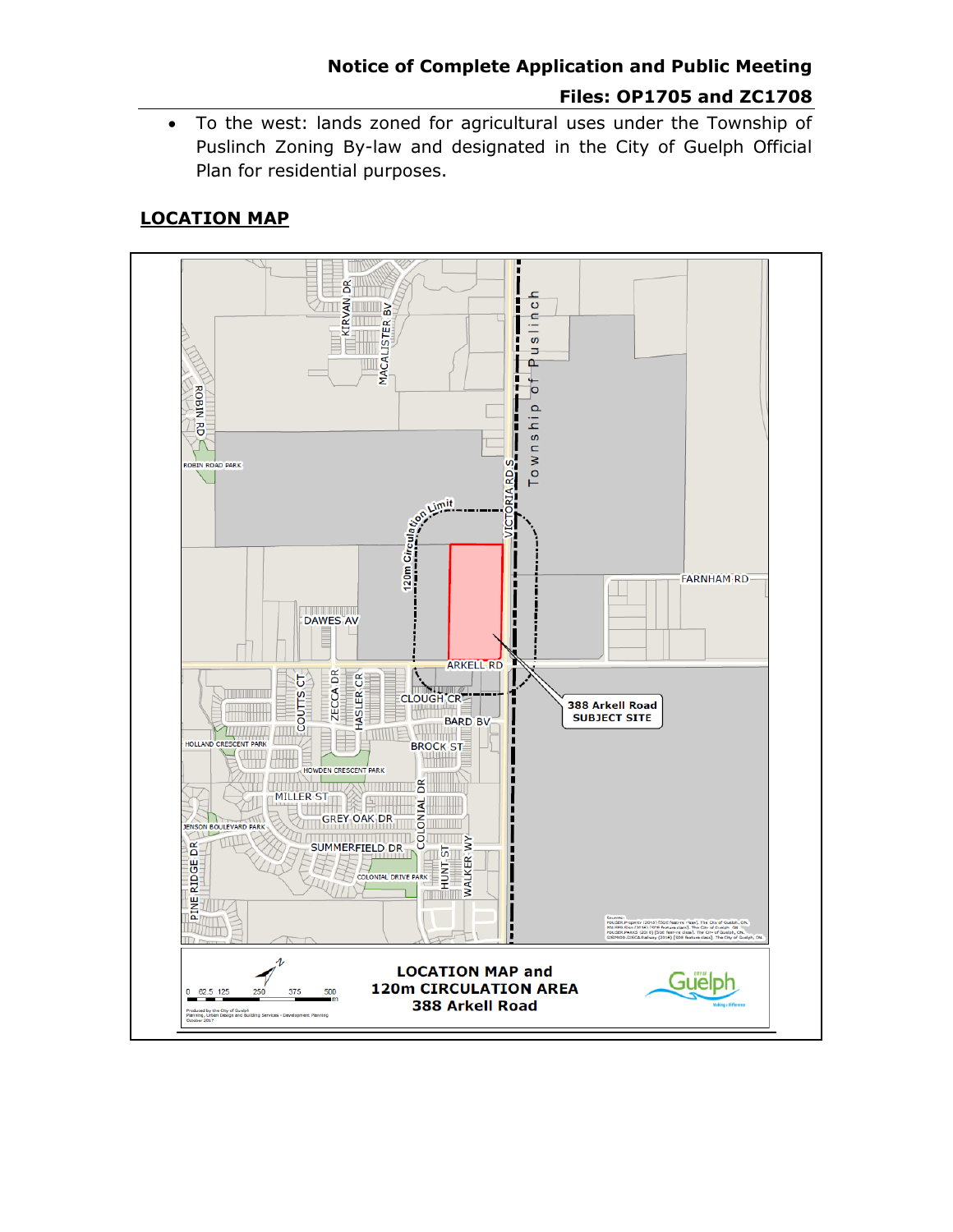- To the west: lands zoned for agricultural uses under the Township of Puslinch Zoning By-law and designated in the City of Guelph Official Plan for residential purposes.

## LOCATION MAP

LOCATION MAP and 120m CIRCULATION AREA 388 Arkell Road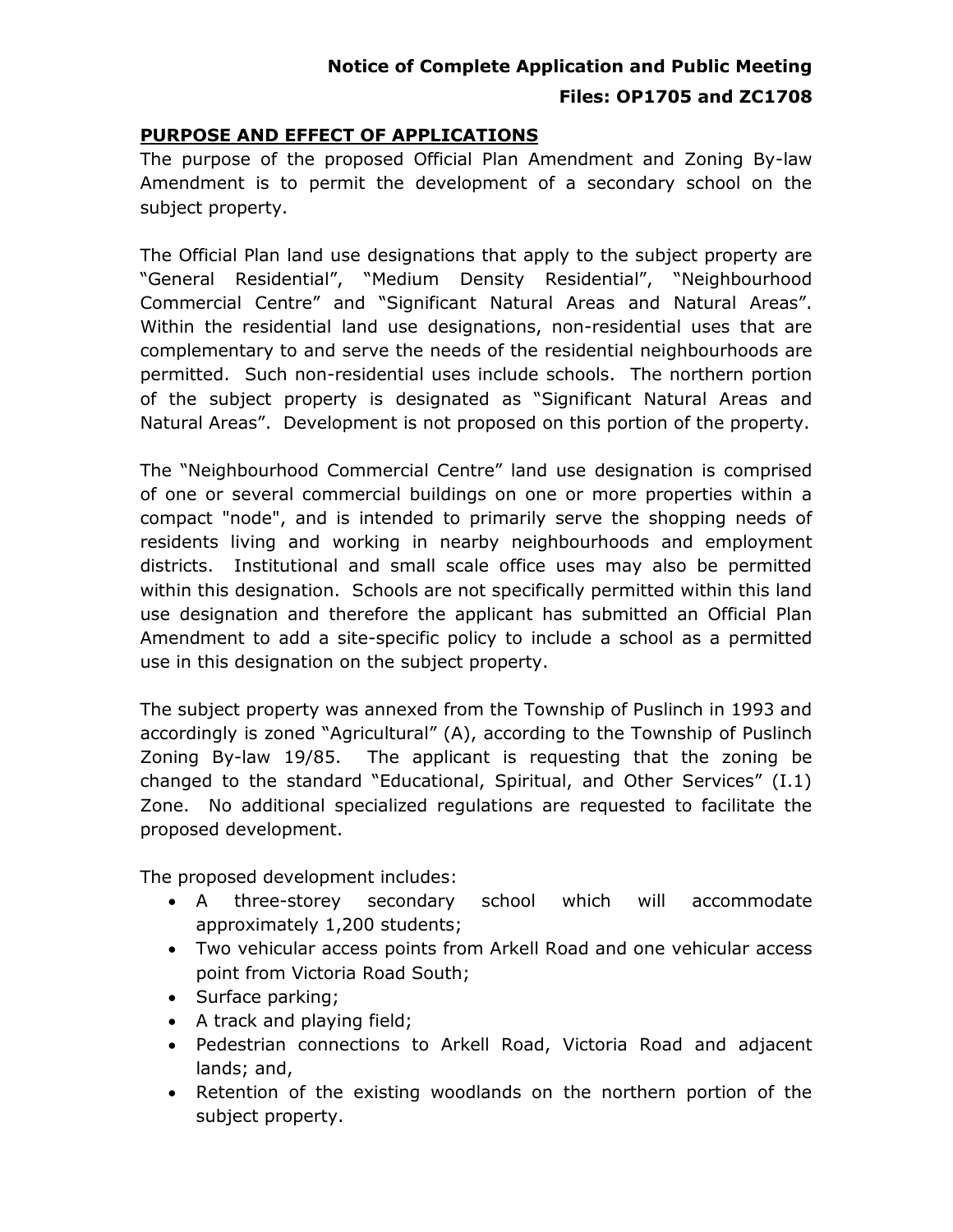**Notice of Complete Application and Public Meeting**

**Files: OP1705 and ZC1708**

## PURPOSE AND EFFECT OF APPLICATIONS

The purpose of the proposed Official Plan Amendment and Zoning By-law Amendment is to permit the development of a secondary school on the subject property.

The Official Plan land use designations that apply to the subject property are "General Residential", "Medium Density Residential", "Neighbourhood Commercial Centre" and "Significant Natural Areas and Natural Areas". Within the residential land use designations, non-residential uses that are complementary to and serve the needs of the residential neighbourhoods are permitted. Such non-residential uses include schools. The northern portion of the subject property is designated as "Significant Natural Areas and Natural Areas". Development is not proposed on this portion of the property.

The "Neighbourhood Commercial Centre" land use designation is comprised of one or several commercial buildings on one or more properties within a compact "node", and is intended to primarily serve the shopping needs of residents living and working in nearby neighbourhoods and employment districts. Institutional and small scale office uses may also be permitted within this designation. Schools are not specifically permitted within this land use designation and therefore the applicant has submitted an Official Plan Amendment to add a site-specific policy to include a school as a permitted use in this designation on the subject property.

The subject property was annexed from the Township of Puslinch in 1993 and accordingly is zoned "Agricultural" (A), according to the Township of Puslinch Zoning By-law 19/85. The applicant is requesting that the zoning be changed to the standard "Educational, Spiritual, and Other Services" (I.1) Zone. No additional specialized regulations are requested to facilitate the proposed development.

The proposed development includes:

- A three-storey secondary school which will accommodate approximately 1,200 students;
- Two vehicular access points from Arkell Road and one vehicular access point from Victoria Road South;
- Surface parking;
- A track and playing field;
- Pedestrian connections to Arkell Road, Victoria Road and adjacent lands; and,
- Retention of the existing woodlands on the northern portion of the subject property.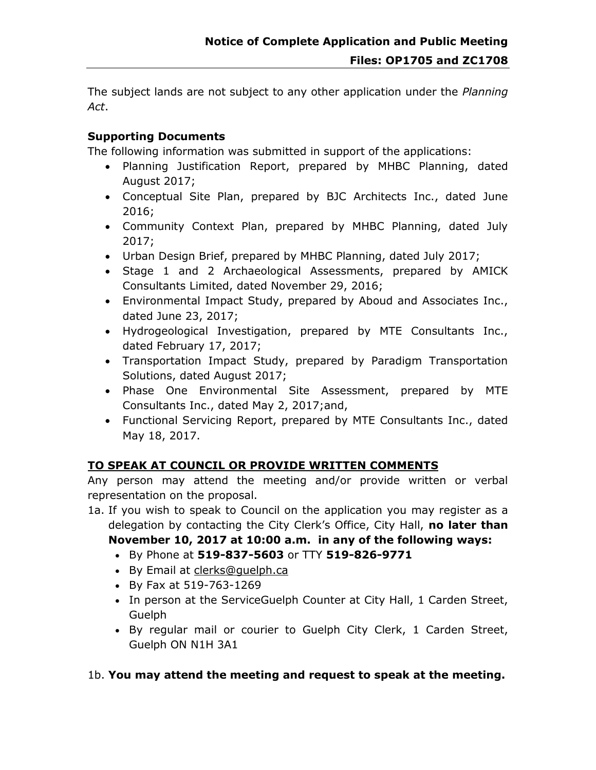The subject lands are not subject to any other application under the *Planning Act*.

### Supporting Documents

The following information was submitted in support of the applications:

- Planning Justification Report, prepared by MHBC Planning, dated August 2017;
- Conceptual Site Plan, prepared by BJC Architects Inc., dated June 2016;
- Community Context Plan, prepared by MHBC Planning, dated July 2017;
- Urban Design Brief, prepared by MHBC Planning, dated July 2017;
- Stage 1 and 2 Archaeological Assessments, prepared by AMICK Consultants Limited, dated November 29, 2016;
- Environmental Impact Study, prepared by Aboud and Associates Inc., dated June 23, 2017;
- Hydrogeological Investigation, prepared by MTE Consultants Inc., dated February 17, 2017;
- Transportation Impact Study, prepared by Paradigm Transportation Solutions, dated August 2017;
- Phase One Environmental Site Assessment, prepared by MTE Consultants Inc., dated May 2, 2017;and,
- Functional Servicing Report, prepared by MTE Consultants Inc., dated May 18, 2017.

### TO SPEAK AT COUNCIL OR PROVIDE WRITTEN COMMENTS

Any person may attend the meeting and/or provide written or verbal representation on the proposal.

1a. If you wish to speak to Council on the application you may register as a delegation by contacting the City Clerk's Office, City Hall, **no later than November 10, 2017 at 10:00 a.m. in any of the following ways:**

- By Phone at **519-837-5603** or TTY **519-826-9771**
- By Email at clerks@guelph.ca
- By Fax at 519-763-1269
- In person at the ServiceGuelph Counter at City Hall, 1 Carden Street, Guelph
- By regular mail or courier to Guelph City Clerk, 1 Carden Street, Guelph ON N1H 3A1

1b. **You may attend the meeting and request to speak at the meeting.**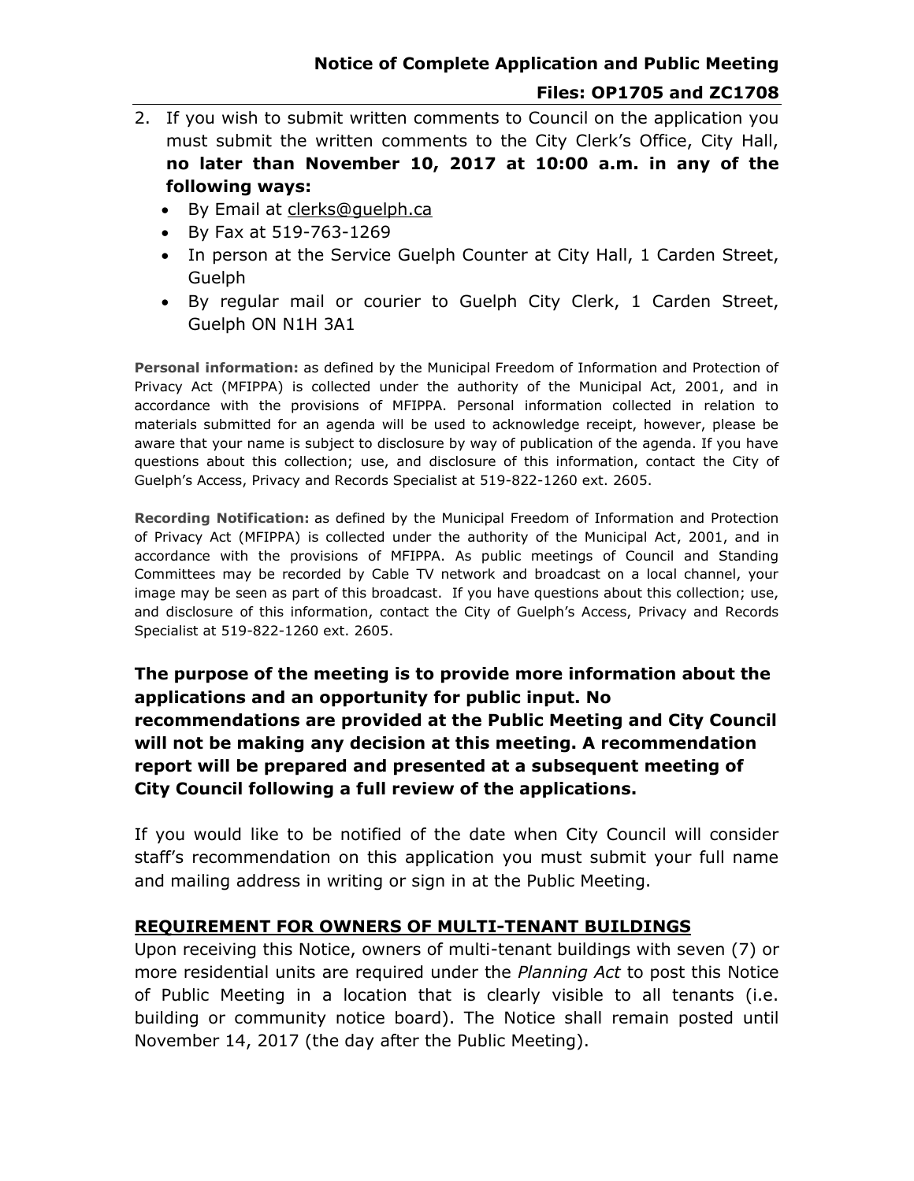2. If you wish to submit written comments to Council on the application you must submit the written comments to the City Clerk's Office, City Hall, **no later than November 10, 2017 at 10:00 a.m. in any of the following ways:**
   - By Email at clerks@guelph.ca
   - By Fax at 519-763-1269
   - In person at the Service Guelph Counter at City Hall, 1 Carden Street, Guelph
   - By regular mail or courier to Guelph City Clerk, 1 Carden Street, Guelph ON N1H 3A1

**Personal information:** as defined by the Municipal Freedom of Information and Protection of Privacy Act (MFIPPA) is collected under the authority of the Municipal Act, 2001, and in accordance with the provisions of MFIPPA. Personal information collected in relation to materials submitted for an agenda will be used to acknowledge receipt, however, please be aware that your name is subject to disclosure by way of publication of the agenda. If you have questions about this collection; use, and disclosure of this information, contact the City of Guelph's Access, Privacy and Records Specialist at 519-822-1260 ext. 2605.

**Recording Notification:** as defined by the Municipal Freedom of Information and Protection of Privacy Act (MFIPPA) is collected under the authority of the Municipal Act, 2001, and in accordance with the provisions of MFIPPA. As public meetings of Council and Standing Committees may be recorded by Cable TV network and broadcast on a local channel, your image may be seen as part of this broadcast. If you have questions about this collection; use, and disclosure of this information, contact the City of Guelph's Access, Privacy and Records Specialist at 519-822-1260 ext. 2605.

**The purpose of the meeting is to provide more information about the applications and an opportunity for public input. No recommendations are provided at the Public Meeting and City Council will not be making any decision at this meeting. A recommendation report will be prepared and presented at a subsequent meeting of City Council following a full review of the applications.**

If you would like to be notified of the date when City Council will consider staff's recommendation on this application you must submit your full name and mailing address in writing or sign in at the Public Meeting.

## REQUIREMENT FOR OWNERS OF MULTI-TENANT BUILDINGS

Upon receiving this Notice, owners of multi-tenant buildings with seven (7) or more residential units are required under the *Planning Act* to post this Notice of Public Meeting in a location that is clearly visible to all tenants (i.e. building or community notice board). The Notice shall remain posted until November 14, 2017 (the day after the Public Meeting).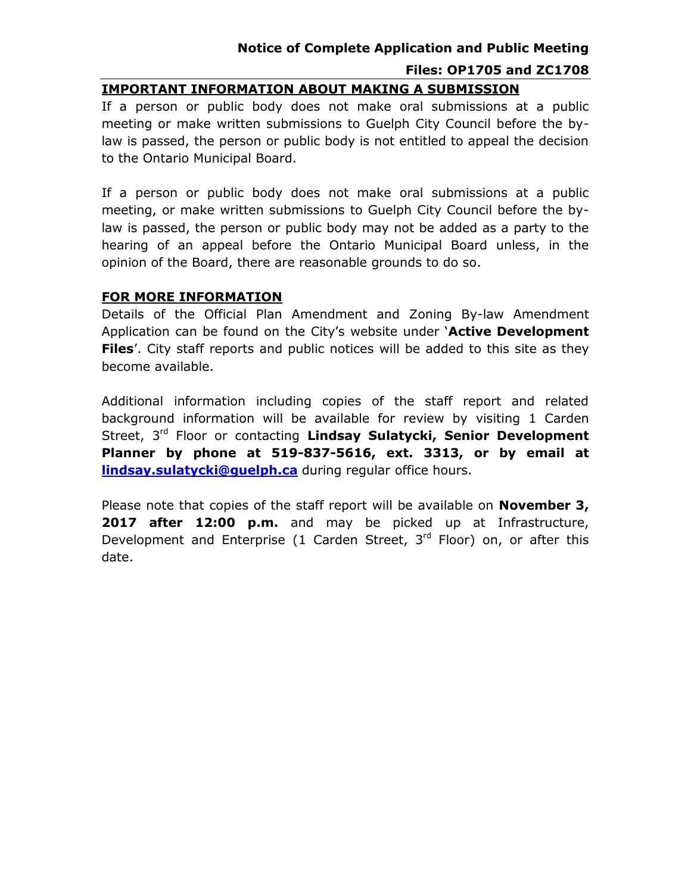**Notice of Complete Application and Public Meeting**

**Files: OP1705 and ZC1708**

## IMPORTANT INFORMATION ABOUT MAKING A SUBMISSION

If a person or public body does not make oral submissions at a public meeting or make written submissions to Guelph City Council before the by-law is passed, the person or public body is not entitled to appeal the decision to the Ontario Municipal Board.

If a person or public body does not make oral submissions at a public meeting, or make written submissions to Guelph City Council before the by-law is passed, the person or public body may not be added as a party to the hearing of an appeal before the Ontario Municipal Board unless, in the opinion of the Board, there are reasonable grounds to do so.

## FOR MORE INFORMATION

Details of the Official Plan Amendment and Zoning By-law Amendment Application can be found on the City's website under '**Active Development Files**'. City staff reports and public notices will be added to this site as they become available.

Additional information including copies of the staff report and related background information will be available for review by visiting 1 Carden Street, 3rd Floor or contacting **Lindsay Sulatycki, Senior Development Planner by phone at 519-837-5616, ext. 3313, or by email at [lindsay.sulatycki@guelph.ca](mailto:lindsay.sulatycki@guelph.ca)** during regular office hours.

Please note that copies of the staff report will be available on **November 3, 2017 after 12:00 p.m.** and may be picked up at Infrastructure, Development and Enterprise (1 Carden Street, 3rd Floor) on, or after this date.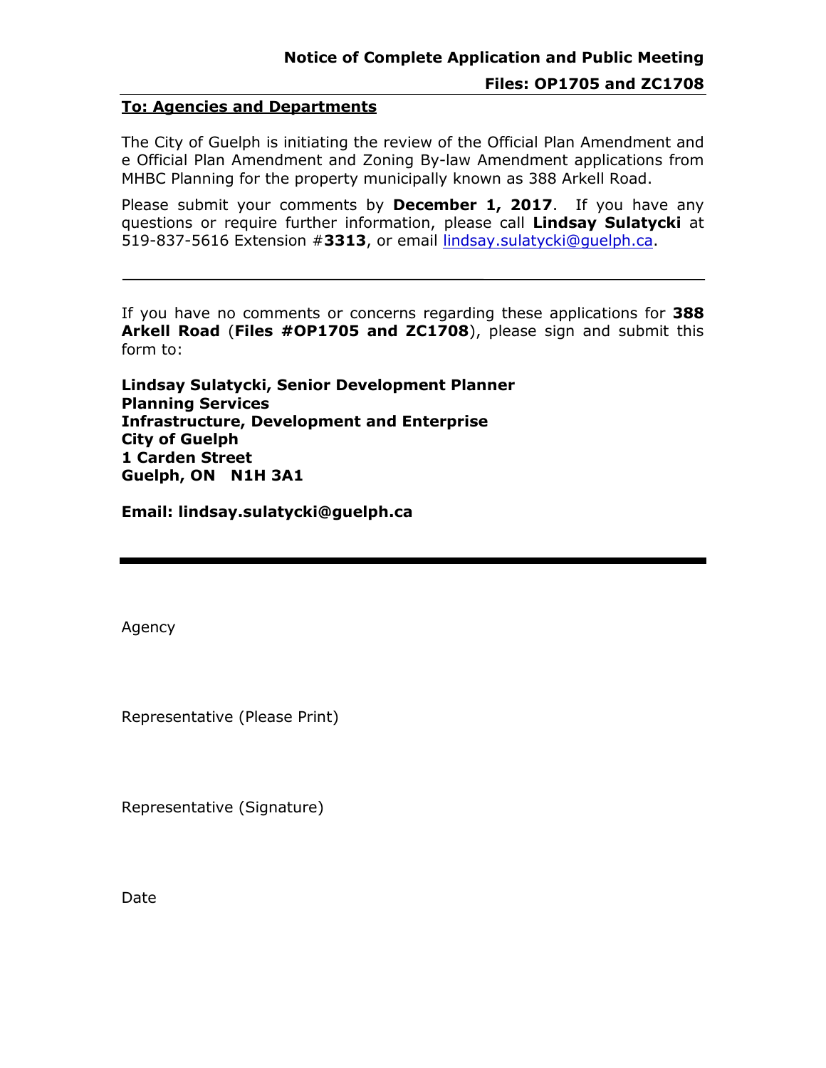**Notice of Complete Application and Public Meeting**

**Files: OP1705 and ZC1708**

**To: Agencies and Departments**

The City of Guelph is initiating the review of the Official Plan Amendment and e Official Plan Amendment and Zoning By-law Amendment applications from MHBC Planning for the property municipally known as 388 Arkell Road.

Please submit your comments by **December 1, 2017**. If you have any questions or require further information, please call **Lindsay Sulatycki** at 519-837-5616 Extension #**3313**, or email lindsay.sulatycki@guelph.ca.

---

If you have no comments or concerns regarding these applications for **388 Arkell Road** (**Files #OP1705 and ZC1708**), please sign and submit this form to:

**Lindsay Sulatycki, Senior Development Planner**
**Planning Services**
**Infrastructure, Development and Enterprise**
**City of Guelph**
**1 Carden Street**
**Guelph, ON N1H 3A1**

**Email: lindsay.sulatycki@guelph.ca**

---

Agency

Representative (Please Print)

Representative (Signature)

Date